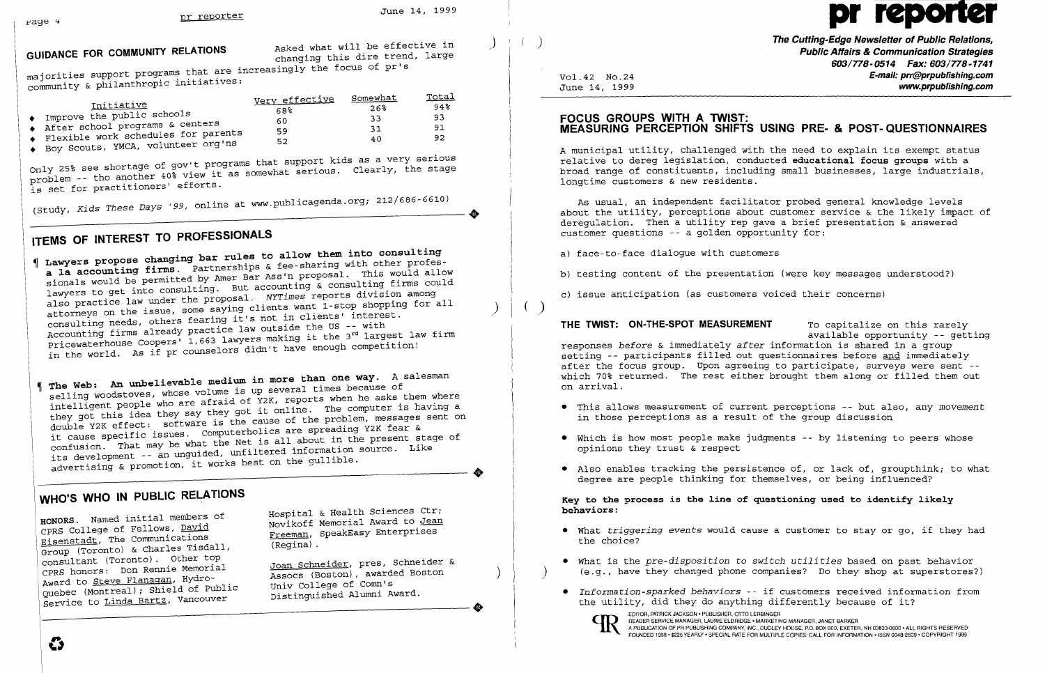## GUIDANCE FOR COMMUNITY RELATIONS

Asked what will be effective in changing this dire trend, large majorities support programs that are increasingly the focus of pr's community & philanthropic initiatives:

| Initiative | Very effective | Somewhat | Total |
|---|---|---|---|
| ♦ Improve the public schools | 68% | 26% | 94% |
| ♦ After school programs & centers | 60 | 33 | 93 |
| ♦ Flexible work schedules for parents | 59 | 31 | 91 |
| ♦ Boy Scouts, YMCA, volunteer org'ns | 52 | 40 | 92 |

Only 25% see shortage of gov't programs that support kids as a very serious problem -- tho another 40% view it as somewhat serious. Clearly, the stage is set for practitioners' efforts.

(Study, *Kids These Days '99*, online at www.publicagenda.org; 212/686-6610)

## ITEMS OF INTEREST TO PROFESSIONALS

¶ **Lawyers propose changing bar rules to allow them into consulting a la accounting firms.** Partnerships & fee-sharing with other professionals would be permitted by Amer Bar Ass'n proposal. This would allow lawyers to get into consulting. But accounting & consulting firms could also practice law under the proposal. *NYTimes* reports division among attorneys on the issue, some saying clients want 1-stop shopping for all consulting needs, others fearing it's not in clients' interest. Accounting firms already practice law outside the US -- with Pricewaterhouse Coopers' 1,663 lawyers making it the 3rd largest law firm in the world. As if pr counselors didn't have enough competition!

¶ **The Web: An unbelievable medium in more than one way.** A salesman selling woodstoves, whose volume is up several times because of intelligent people who are afraid of Y2K, reports when he asks them where they got this idea they say they got it online. The computer is having a double Y2K effect: software is the cause of the problem, messages sent on it cause specific issues. Computerholics are spreading Y2K fear & confusion. That may be what the Net is all about in the present stage of its development -- an unguided, unfiltered information source. Like advertising & promotion, it works best on the gullible.

## WHO'S WHO IN PUBLIC RELATIONS

**HONORS.** Named initial members of CPRS College of Fellows, David Eisenstadt, The Communications Group (Toronto) & Charles Tisdall, consultant (Toronto). Other top CPRS honors: Don Rennie Memorial Award to Steve Flanagan, Hydro-Quebec (Montreal); Shield of Public Service to Linda Bartz, Vancouver Hospital & Health Sciences Ctr; Novikoff Memorial Award to Jean Freeman, SpeakEasy Enterprises (Regina).

Joan Schneider, pres, Schneider & Assocs (Boston), awarded Boston Univ College of Comn's Distinguished Alumni Award.

# pr reporter

**The Cutting-Edge Newsletter of Public Relations, Public Affairs & Communication Strategies**
**603/778-0514 Fax: 603/778-1741**
**E-mail: prr@prpublishing.com**
**www.prpublishing.com**

Vol.42 No.24
June 14, 1999

## FOCUS GROUPS WITH A TWIST: MEASURING PERCEPTION SHIFTS USING PRE- & POST-QUESTIONNAIRES

A municipal utility, challenged with the need to explain its exempt status relative to dereg legislation, conducted **educational focus groups** with a broad range of constituents, including small businesses, large industrials, longtime customers & new residents.

As usual, an independent facilitator probed general knowledge levels about the utility, perceptions about customer service & the likely impact of deregulation. Then a utility rep gave a brief presentation & answered customer questions -- a golden opportunity for:

a) face-to-face dialogue with customers

b) testing content of the presentation (were key messages understood?)

c) issue anticipation (as customers voiced their concerns)

**THE TWIST: ON-THE-SPOT MEASUREMENT** To capitalize on this rarely available opportunity -- getting responses *before* & immediately *after* information is shared in a group setting -- participants filled out questionnaires before and immediately after the focus group. Upon agreeing to participate, surveys were sent -- which 70% returned. The rest either brought them along or filled them out on arrival.

- This allows measurement of current perceptions -- but also, any *movement* in those perceptions as a result of the group discussion
- Which is how most people make judgments -- by listening to peers whose opinions they trust & respect
- Also enables tracking the persistence of, or lack of, groupthink; to what degree are people thinking for themselves, or being influenced?

**Key to the process is the line of questioning used to identify likely behaviors:**

- What *triggering events* would cause a customer to stay or go, if they had the choice?
- What is the *pre-disposition to switch utilities* based on past behavior (e.g., have they changed phone companies? Do they shop at superstores?)
- *Information-sparked behaviors* -- if customers received information from the utility, did they do anything differently because of it?

EDITOR, PATRICK JACKSON • PUBLISHER, OTTO LERBINGER
READER SERVICE MANAGER, LAURIE ELDRIDGE • MARKETING MANAGER, JANET BARKER
A PUBLICATION OF PR PUBLISHING COMPANY, INC., DUDLEY HOUSE, P.O. BOX 600, EXETER, NH 03833-0600 • ALL RIGHTS RESERVED
FOUNDED 1958 • $225 YEARLY • SPECIAL RATE FOR MULTIPLE COPIES: CALL FOR INFORMATION • ISSN 0048-2609 • COPYRIGHT 1999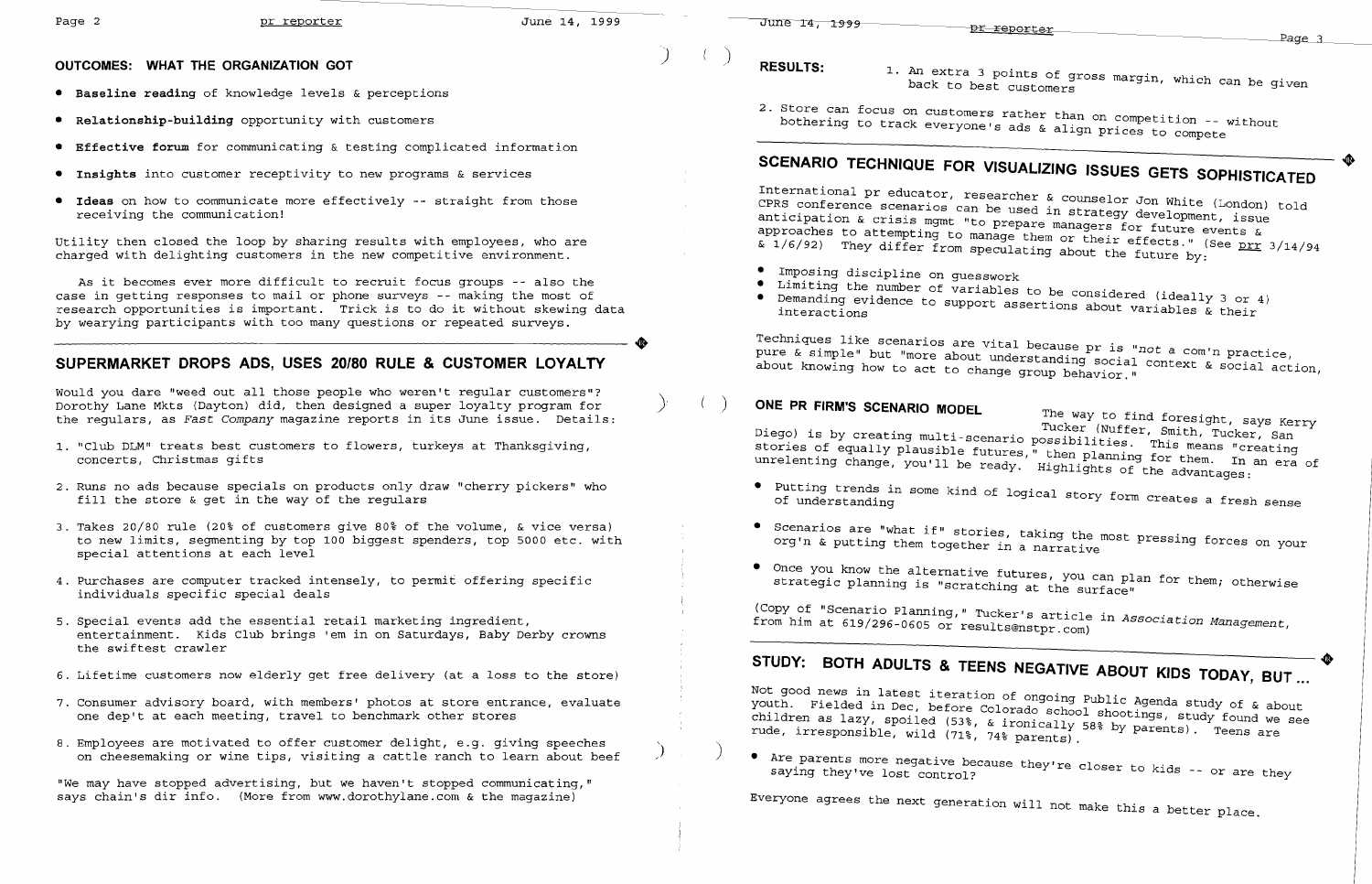## OUTCOMES: WHAT THE ORGANIZATION GOT

- **Baseline reading** of knowledge levels & perceptions
- **Relationship-building** opportunity with customers
- **Effective forum** for communicating & testing complicated information
- **Insights** into customer receptivity to new programs & services
- **Ideas** on how to communicate more effectively -- straight from those receiving the communication!

Utility then closed the loop by sharing results with employees, who are charged with delighting customers in the new competitive environment.

As it becomes ever more difficult to recruit focus groups -- also the case in getting responses to mail or phone surveys -- making the most of research opportunities is important. Trick is to do it without skewing data by wearying participants with too many questions or repeated surveys.

## SUPERMARKET DROPS ADS, USES 20/80 RULE & CUSTOMER LOYALTY

Would you dare "weed out all those people who weren't regular customers"? Dorothy Lane Mkts (Dayton) did, then designed a super loyalty program for the regulars, as *Fast Company* magazine reports in its June issue. Details:

1. "Club DLM" treats best customers to flowers, turkeys at Thanksgiving, concerts, Christmas gifts
2. Runs no ads because specials on products only draw "cherry pickers" who fill the store & get in the way of the regulars
3. Takes 20/80 rule (20% of customers give 80% of the volume, & vice versa) to new limits, segmenting by top 100 biggest spenders, top 5000 etc. with special attentions at each level
4. Purchases are computer tracked intensely, to permit offering specific individuals specific special deals
5. Special events add the essential retail marketing ingredient, entertainment. Kids Club brings 'em in on Saturdays, Baby Derby crowns the swiftest crawler
6. Lifetime customers now elderly get free delivery (at a loss to the store)
7. Consumer advisory board, with members' photos at store entrance, evaluate one dep't at each meeting, travel to benchmark other stores
8. Employees are motivated to offer customer delight, e.g. giving speeches on cheesemaking or wine tips, visiting a cattle ranch to learn about beef

"We may have stopped advertising, but we haven't stopped communicating," says chain's dir info. (More from www.dorothylane.com & the magazine)

**RESULTS:**

1. An extra 3 points of gross margin, which can be given back to best customers
2. Store can focus on customers rather than on competition -- without bothering to track everyone's ads & align prices to compete

## SCENARIO TECHNIQUE FOR VISUALIZING ISSUES GETS SOPHISTICATED

International pr educator, researcher & counselor Jon White (London) told CPRS conference scenarios can be used in strategy development, issue anticipation & crisis mgmt "to prepare managers for future events & approaches to attempting to manage them or their effects." (See prr 3/14/94 & 1/6/92) They differ from speculating about the future by:

- Imposing discipline on guesswork
- Limiting the number of variables to be considered (ideally 3 or 4)
- Demanding evidence to support assertions about variables & their interactions

Techniques like scenarios are vital because pr is "*not* a com'n practice, pure & simple" but "more about understanding social context & social action, about knowing how to act to change group behavior."

**ONE PR FIRM'S SCENARIO MODEL** The way to find foresight, says Kerry Tucker (Nuffer, Smith, Tucker, San Diego) is by creating multi-scenario possibilities. This means "creating stories of equally plausible futures," then planning for them. In an era of unrelenting change, you'll be ready. Highlights of the advantages:

- Putting trends in some kind of logical story form creates a fresh sense of understanding
- Scenarios are "what if" stories, taking the most pressing forces on your org'n & putting them together in a narrative
- Once you know the alternative futures, you can plan for them; otherwise strategic planning is "scratching at the surface"

(Copy of "Scenario Planning," Tucker's article in *Association Management*, from him at 619/296-0605 or results@nstpr.com)

## STUDY: BOTH ADULTS & TEENS NEGATIVE ABOUT KIDS TODAY, BUT ...

Not good news in latest iteration of ongoing Public Agenda study of & about youth. Fielded in Dec, before Colorado school shootings, study found we see children as lazy, spoiled (53%, & ironically 58% by parents). Teens are rude, irresponsible, wild (71%, 74% parents).

- Are parents more negative because they're closer to kids -- or are they saying they've lost control?

Everyone agrees the next generation will not make this a better place.